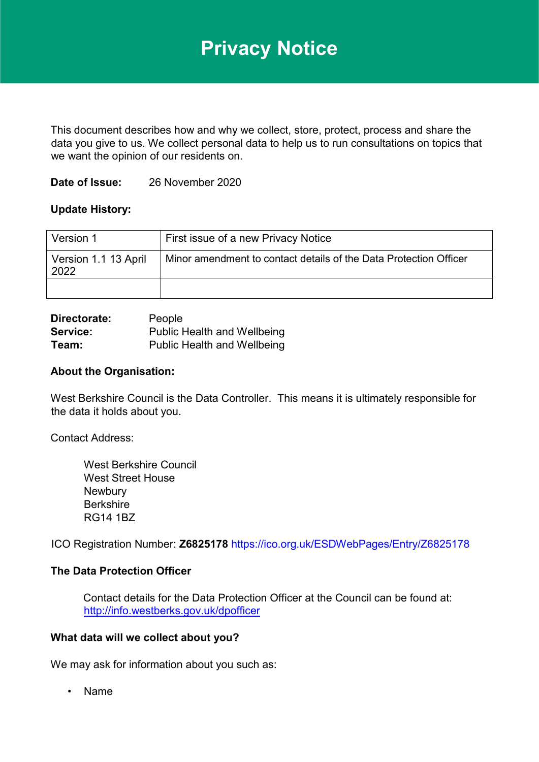# Privacy Notice

This document describes how and why we collect, store, protect, process and share the data you give to us. We collect personal data to help us to run consultations on topics that we want the opinion of our residents on.

**Date of Issue:** 26 November 2020

**Update History:**

| Version 1 | First issue of a new Privacy Notice |
|---|---|
| Version 1.1 13 April 2022 | Minor amendment to contact details of the Data Protection Officer |
| | |

**Directorate:** People
**Service:** Public Health and Wellbeing
**Team:** Public Health and Wellbeing

**About the Organisation:**

West Berkshire Council is the Data Controller. This means it is ultimately responsible for the data it holds about you.

Contact Address:

West Berkshire Council
West Street House
Newbury
Berkshire
RG14 1BZ

ICO Registration Number: **Z6825178** https://ico.org.uk/ESDWebPages/Entry/Z6825178

**The Data Protection Officer**

Contact details for the Data Protection Officer at the Council can be found at: http://info.westberks.gov.uk/dpofficer

**What data will we collect about you?**

We may ask for information about you such as:

- Name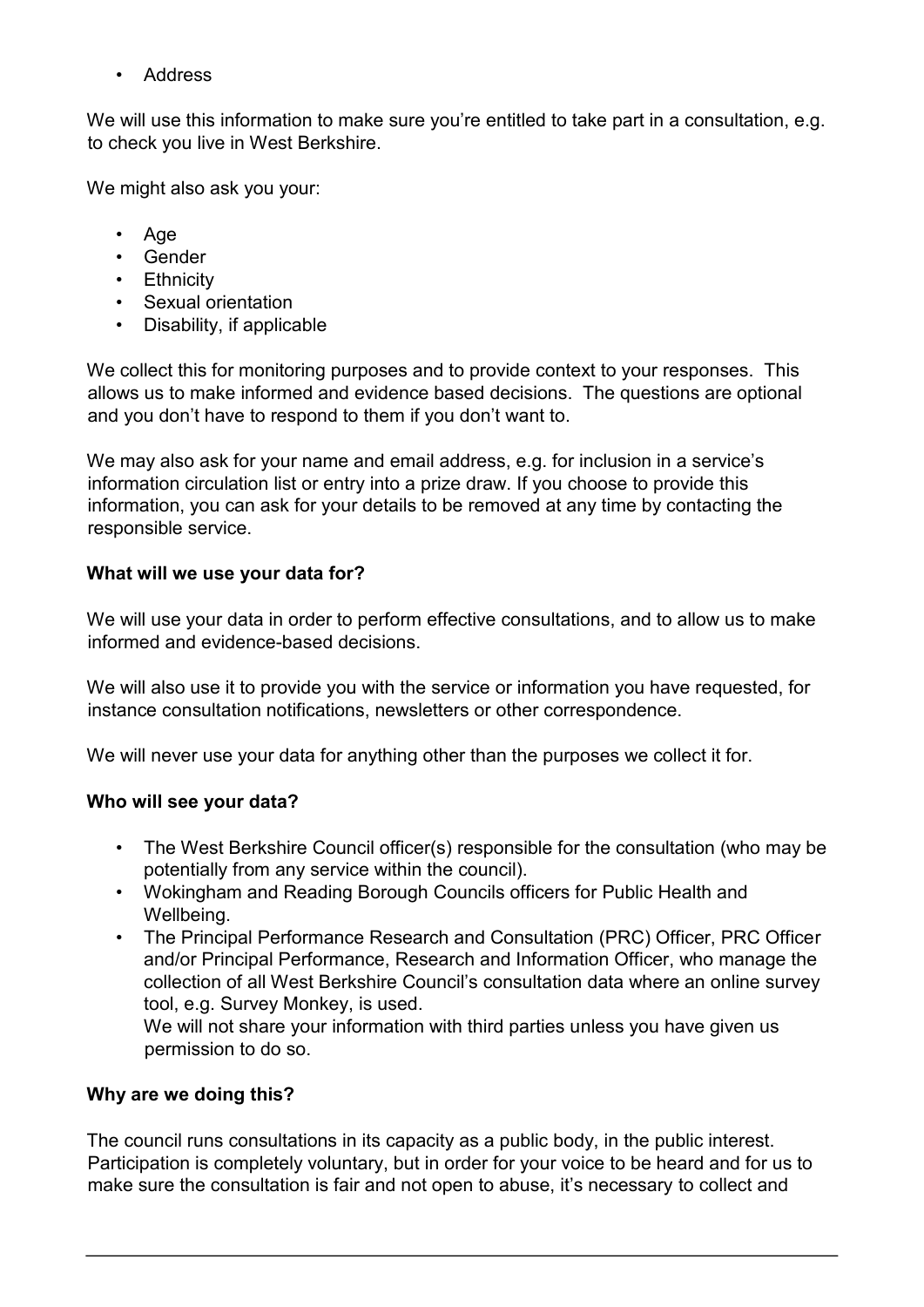- Address

We will use this information to make sure you're entitled to take part in a consultation, e.g. to check you live in West Berkshire.

We might also ask you your:

- Age
- Gender
- Ethnicity
- Sexual orientation
- Disability, if applicable

We collect this for monitoring purposes and to provide context to your responses. This allows us to make informed and evidence based decisions. The questions are optional and you don't have to respond to them if you don't want to.

We may also ask for your name and email address, e.g. for inclusion in a service's information circulation list or entry into a prize draw. If you choose to provide this information, you can ask for your details to be removed at any time by contacting the responsible service.

**What will we use your data for?**

We will use your data in order to perform effective consultations, and to allow us to make informed and evidence-based decisions.

We will also use it to provide you with the service or information you have requested, for instance consultation notifications, newsletters or other correspondence.

We will never use your data for anything other than the purposes we collect it for.

**Who will see your data?**

- The West Berkshire Council officer(s) responsible for the consultation (who may be potentially from any service within the council).
- Wokingham and Reading Borough Councils officers for Public Health and Wellbeing.
- The Principal Performance Research and Consultation (PRC) Officer, PRC Officer and/or Principal Performance, Research and Information Officer, who manage the collection of all West Berkshire Council's consultation data where an online survey tool, e.g. Survey Monkey, is used.
  We will not share your information with third parties unless you have given us permission to do so.

**Why are we doing this?**

The council runs consultations in its capacity as a public body, in the public interest. Participation is completely voluntary, but in order for your voice to be heard and for us to make sure the consultation is fair and not open to abuse, it's necessary to collect and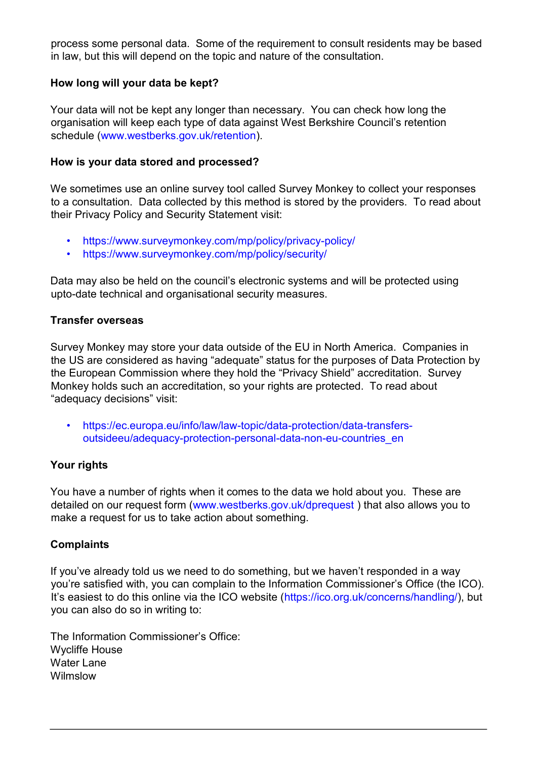process some personal data. Some of the requirement to consult residents may be based in law, but this will depend on the topic and nature of the consultation.

**How long will your data be kept?**

Your data will not be kept any longer than necessary. You can check how long the organisation will keep each type of data against West Berkshire Council's retention schedule (www.westberks.gov.uk/retention).

**How is your data stored and processed?**

We sometimes use an online survey tool called Survey Monkey to collect your responses to a consultation. Data collected by this method is stored by the providers. To read about their Privacy Policy and Security Statement visit:

- https://www.surveymonkey.com/mp/policy/privacy-policy/
- https://www.surveymonkey.com/mp/policy/security/

Data may also be held on the council's electronic systems and will be protected using upto-date technical and organisational security measures.

**Transfer overseas**

Survey Monkey may store your data outside of the EU in North America. Companies in the US are considered as having "adequate" status for the purposes of Data Protection by the European Commission where they hold the "Privacy Shield" accreditation. Survey Monkey holds such an accreditation, so your rights are protected. To read about "adequacy decisions" visit:

- https://ec.europa.eu/info/law/law-topic/data-protection/data-transfers-outsideeu/adequacy-protection-personal-data-non-eu-countries_en

**Your rights**

You have a number of rights when it comes to the data we hold about you. These are detailed on our request form (www.westberks.gov.uk/dprequest ) that also allows you to make a request for us to take action about something.

**Complaints**

If you've already told us we need to do something, but we haven't responded in a way you're satisfied with, you can complain to the Information Commissioner's Office (the ICO). It's easiest to do this online via the ICO website (https://ico.org.uk/concerns/handling/), but you can also do so in writing to:

The Information Commissioner's Office:
Wycliffe House
Water Lane
Wilmslow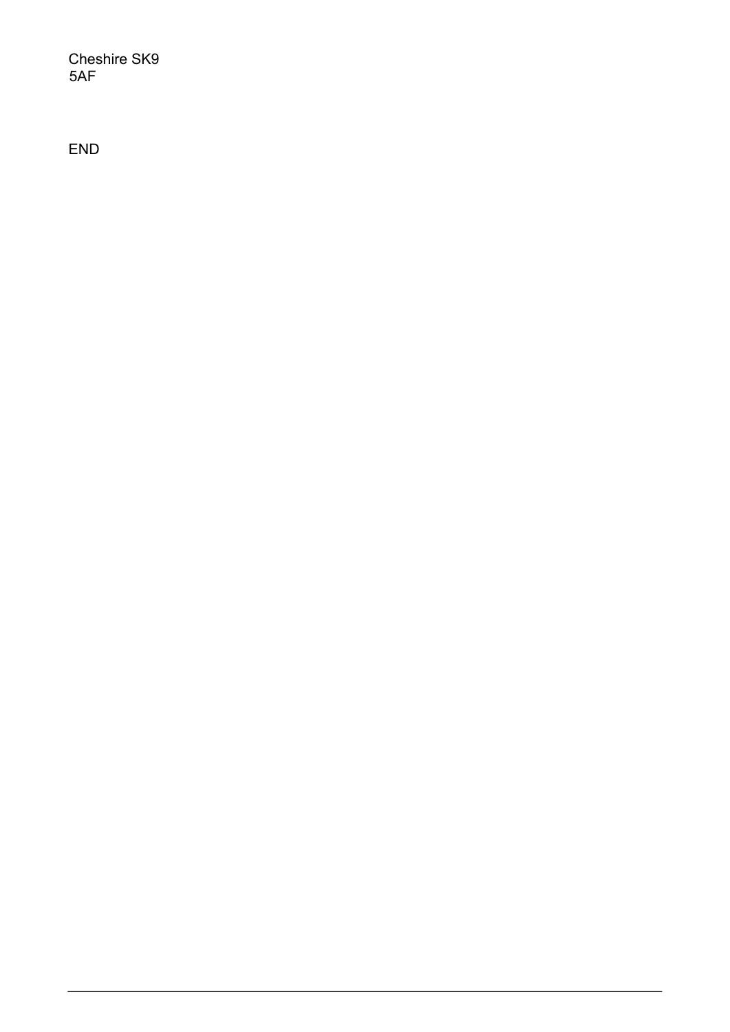Cheshire SK9
5AF

END